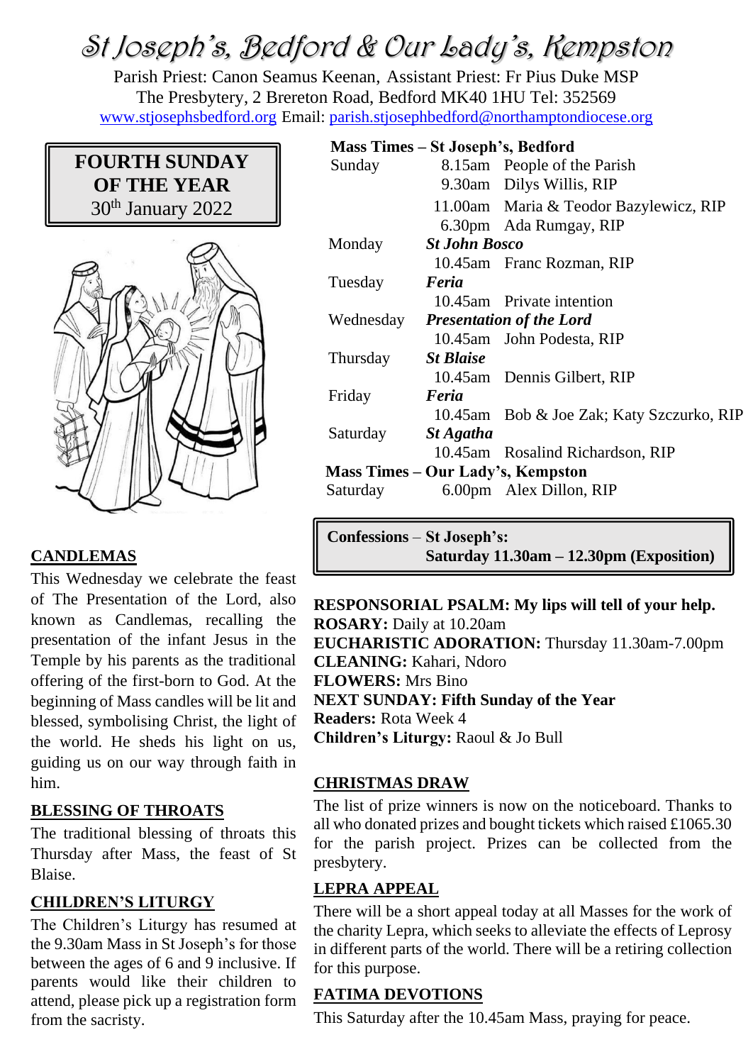# St Joseph's, Bedford & Our Lady's, Kempston

Parish Priest: Canon Seamus Keenan, Assistant Priest: Fr Pius Duke MSP
The Presbytery, 2 Brereton Road, Bedford MK40 1HU Tel: 352569
www.stjosephsbedford.org Email: parish.stjosephbedford@northamptondiocese.org

**FOURTH SUNDAY OF THE YEAR**
30th January 2022

## CANDLEMAS

This Wednesday we celebrate the feast of The Presentation of the Lord, also known as Candlemas, recalling the presentation of the infant Jesus in the Temple by his parents as the traditional offering of the first-born to God. At the beginning of Mass candles will be lit and blessed, symbolising Christ, the light of the world. He sheds his light on us, guiding us on our way through faith in him.

## BLESSING OF THROATS

The traditional blessing of throats this Thursday after Mass, the feast of St Blaise.

## CHILDREN'S LITURGY

The Children's Liturgy has resumed at the 9.30am Mass in St Joseph's for those between the ages of 6 and 9 inclusive. If parents would like their children to attend, please pick up a registration form from the sacristy.

**Mass Times – St Joseph's, Bedford**

| Day | Feast | Time | Intention |
|---|---|---|---|
| Sunday | | 8.15am | People of the Parish |
| | | 9.30am | Dilys Willis, RIP |
| | | 11.00am | Maria & Teodor Bazylewicz, RIP |
| | | 6.30pm | Ada Rumgay, RIP |
| Monday | ***St John Bosco*** | 10.45am | Franc Rozman, RIP |
| Tuesday | ***Feria*** | 10.45am | Private intention |
| Wednesday | ***Presentation of the Lord*** | 10.45am | John Podesta, RIP |
| Thursday | ***St Blaise*** | 10.45am | Dennis Gilbert, RIP |
| Friday | ***Feria*** | 10.45am | Bob & Joe Zak; Katy Szczurko, RIP |
| Saturday | ***St Agatha*** | 10.45am | Rosalind Richardson, RIP |

**Mass Times – Our Lady's, Kempston**

| Day | Time | Intention |
|---|---|---|
| Saturday | 6.00pm | Alex Dillon, RIP |

**Confessions** – **St Joseph's:**
**Saturday 11.30am – 12.30pm (Exposition)**

**RESPONSORIAL PSALM: My lips will tell of your help.**
**ROSARY:** Daily at 10.20am
**EUCHARISTIC ADORATION:** Thursday 11.30am-7.00pm
**CLEANING:** Kahari, Ndoro
**FLOWERS:** Mrs Bino
**NEXT SUNDAY: Fifth Sunday of the Year**
**Readers:** Rota Week 4
**Children's Liturgy:** Raoul & Jo Bull

## CHRISTMAS DRAW

The list of prize winners is now on the noticeboard. Thanks to all who donated prizes and bought tickets which raised £1065.30 for the parish project. Prizes can be collected from the presbytery.

## LEPRA APPEAL

There will be a short appeal today at all Masses for the work of the charity Lepra, which seeks to alleviate the effects of Leprosy in different parts of the world. There will be a retiring collection for this purpose.

## FATIMA DEVOTIONS

This Saturday after the 10.45am Mass, praying for peace.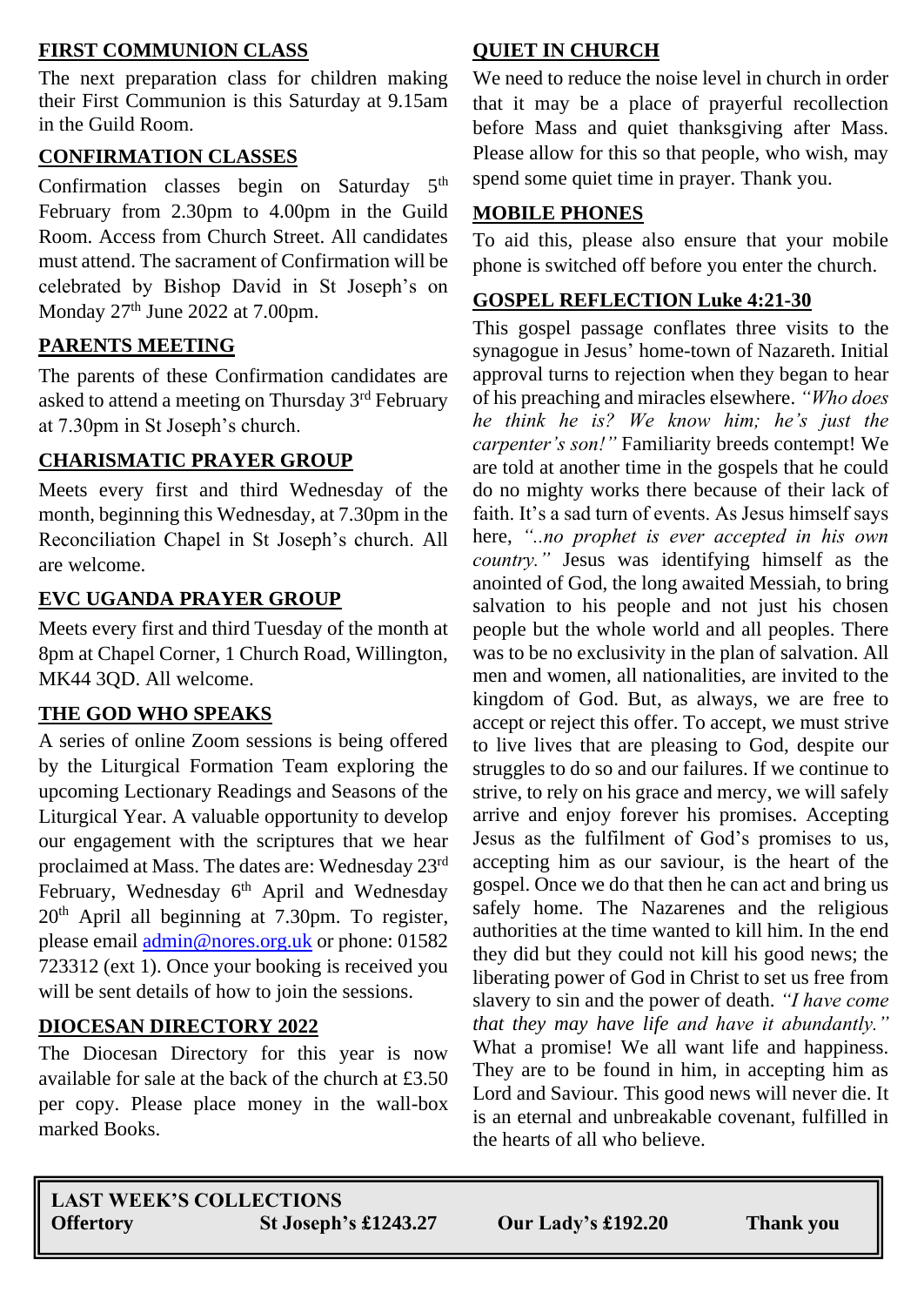## FIRST COMMUNION CLASS

The next preparation class for children making their First Communion is this Saturday at 9.15am in the Guild Room.

## CONFIRMATION CLASSES

Confirmation classes begin on Saturday 5th February from 2.30pm to 4.00pm in the Guild Room. Access from Church Street. All candidates must attend. The sacrament of Confirmation will be celebrated by Bishop David in St Joseph's on Monday 27th June 2022 at 7.00pm.

## PARENTS MEETING

The parents of these Confirmation candidates are asked to attend a meeting on Thursday 3rd February at 7.30pm in St Joseph's church.

## CHARISMATIC PRAYER GROUP

Meets every first and third Wednesday of the month, beginning this Wednesday, at 7.30pm in the Reconciliation Chapel in St Joseph's church. All are welcome.

## EVC UGANDA PRAYER GROUP

Meets every first and third Tuesday of the month at 8pm at Chapel Corner, 1 Church Road, Willington, MK44 3QD. All welcome.

## THE GOD WHO SPEAKS

A series of online Zoom sessions is being offered by the Liturgical Formation Team exploring the upcoming Lectionary Readings and Seasons of the Liturgical Year. A valuable opportunity to develop our engagement with the scriptures that we hear proclaimed at Mass. The dates are: Wednesday 23rd February, Wednesday 6th April and Wednesday 20th April all beginning at 7.30pm. To register, please email admin@nores.org.uk or phone: 01582 723312 (ext 1). Once your booking is received you will be sent details of how to join the sessions.

## DIOCESAN DIRECTORY 2022

The Diocesan Directory for this year is now available for sale at the back of the church at £3.50 per copy. Please place money in the wall-box marked Books.

## QUIET IN CHURCH

We need to reduce the noise level in church in order that it may be a place of prayerful recollection before Mass and quiet thanksgiving after Mass. Please allow for this so that people, who wish, may spend some quiet time in prayer. Thank you.

## MOBILE PHONES

To aid this, please also ensure that your mobile phone is switched off before you enter the church.

## GOSPEL REFLECTION Luke 4:21-30

This gospel passage conflates three visits to the synagogue in Jesus' home-town of Nazareth. Initial approval turns to rejection when they began to hear of his preaching and miracles elsewhere. *"Who does he think he is? We know him; he's just the carpenter's son!"* Familiarity breeds contempt! We are told at another time in the gospels that he could do no mighty works there because of their lack of faith. It's a sad turn of events. As Jesus himself says here, *"..no prophet is ever accepted in his own country."* Jesus was identifying himself as the anointed of God, the long awaited Messiah, to bring salvation to his people and not just his chosen people but the whole world and all peoples. There was to be no exclusivity in the plan of salvation. All men and women, all nationalities, are invited to the kingdom of God. But, as always, we are free to accept or reject this offer. To accept, we must strive to live lives that are pleasing to God, despite our struggles to do so and our failures. If we continue to strive, to rely on his grace and mercy, we will safely arrive and enjoy forever his promises. Accepting Jesus as the fulfilment of God's promises to us, accepting him as our saviour, is the heart of the gospel. Once we do that then he can act and bring us safely home. The Nazarenes and the religious authorities at the time wanted to kill him. In the end they did but they could not kill his good news; the liberating power of God in Christ to set us free from slavery to sin and the power of death. *"I have come that they may have life and have it abundantly."* What a promise! We all want life and happiness. They are to be found in him, in accepting him as Lord and Saviour. This good news will never die. It is an eternal and unbreakable covenant, fulfilled in the hearts of all who believe.

**LAST WEEK'S COLLECTIONS**

**Offertory** **St Joseph's £1243.27** **Our Lady's £192.20** **Thank you**